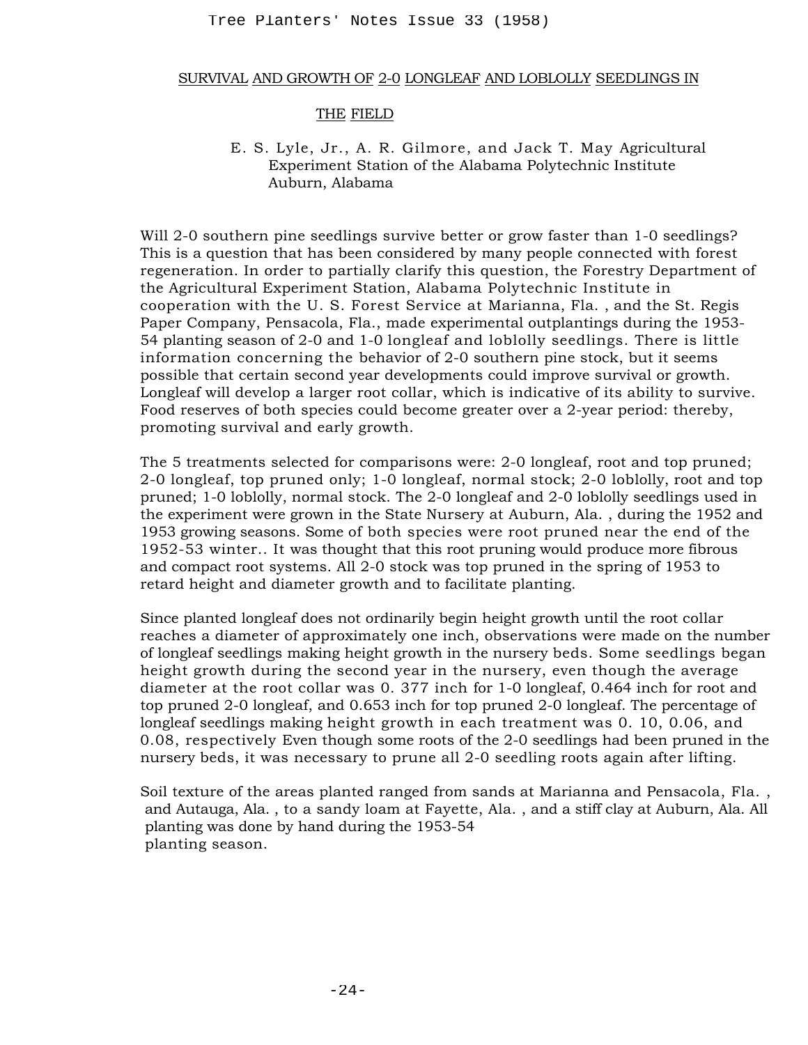## SURVIVAL AND GROWTH OF 2-0 LONGLEAF AND LOBLOLLY SEEDLINGS IN THE FIELD

E. S. Lyle, Jr., A. R. Gilmore, and Jack T. May Agricultural Experiment Station of the Alabama Polytechnic Institute Auburn, Alabama

Will 2-0 southern pine seedlings survive better or grow faster than 1-0 seedlings? This is a question that has been considered by many people connected with forest regeneration. In order to partially clarify this question, the Forestry Department of the Agricultural Experiment Station, Alabama Polytechnic Institute in cooperation with the U. S. Forest Service at Marianna, Fla. , and the St. Regis Paper Company, Pensacola, Fla., made experimental outplantings during the 1953-54 planting season of 2-0 and 1-0 longleaf and loblolly seedlings. There is little information concerning the behavior of 2-0 southern pine stock, but it seems possible that certain second year developments could improve survival or growth. Longleaf will develop a larger root collar, which is indicative of its ability to survive. Food reserves of both species could become greater over a 2-year period: thereby, promoting survival and early growth.

The 5 treatments selected for comparisons were: 2-0 longleaf, root and top pruned; 2-0 longleaf, top pruned only; 1-0 longleaf, normal stock; 2-0 loblolly, root and top pruned; 1-0 loblolly, normal stock. The 2-0 longleaf and 2-0 loblolly seedlings used in the experiment were grown in the State Nursery at Auburn, Ala. , during the 1952 and 1953 growing seasons. Some of both species were root pruned near the end of the 1952-53 winter.. It was thought that this root pruning would produce more fibrous and compact root systems. All 2-0 stock was top pruned in the spring of 1953 to retard height and diameter growth and to facilitate planting.

Since planted longleaf does not ordinarily begin height growth until the root collar reaches a diameter of approximately one inch, observations were made on the number of longleaf seedlings making height growth in the nursery beds. Some seedlings began height growth during the second year in the nursery, even though the average diameter at the root collar was 0. 377 inch for 1-0 longleaf, 0.464 inch for root and top pruned 2-0 longleaf, and 0.653 inch for top pruned 2-0 longleaf. The percentage of longleaf seedlings making height growth in each treatment was 0. 10, 0.06, and 0.08, respectively Even though some roots of the 2-0 seedlings had been pruned in the nursery beds, it was necessary to prune all 2-0 seedling roots again after lifting.

Soil texture of the areas planted ranged from sands at Marianna and Pensacola, Fla. , and Autauga, Ala. , to a sandy loam at Fayette, Ala. , and a stiff clay at Auburn, Ala. All planting was done by hand during the 1953-54 planting season.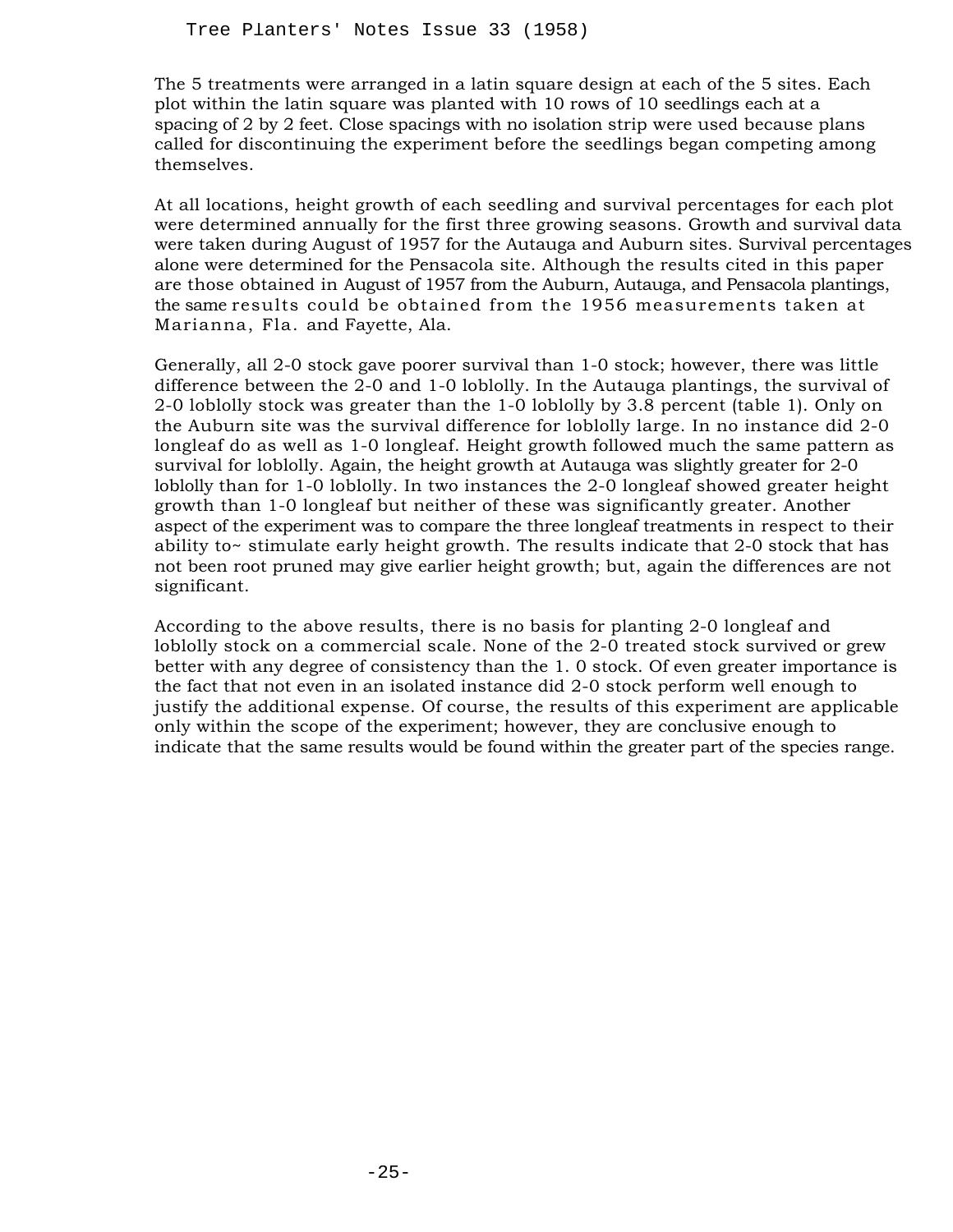The 5 treatments were arranged in a latin square design at each of the 5 sites. Each plot within the latin square was planted with 10 rows of 10 seedlings each at a spacing of 2 by 2 feet. Close spacings with no isolation strip were used because plans called for discontinuing the experiment before the seedlings began competing among themselves.

At all locations, height growth of each seedling and survival percentages for each plot were determined annually for the first three growing seasons. Growth and survival data were taken during August of 1957 for the Autauga and Auburn sites. Survival percentages alone were determined for the Pensacola site. Although the results cited in this paper are those obtained in August of 1957 from the Auburn, Autauga, and Pensacola plantings, the same results could be obtained from the 1956 measurements taken at Marianna, Fla. and Fayette, Ala.

Generally, all 2-0 stock gave poorer survival than 1-0 stock; however, there was little difference between the 2-0 and 1-0 loblolly. In the Autauga plantings, the survival of 2-0 loblolly stock was greater than the 1-0 loblolly by 3.8 percent (table 1). Only on the Auburn site was the survival difference for loblolly large. In no instance did 2-0 longleaf do as well as 1-0 longleaf. Height growth followed much the same pattern as survival for loblolly. Again, the height growth at Autauga was slightly greater for 2-0 loblolly than for 1-0 loblolly. In two instances the 2-0 longleaf showed greater height growth than 1-0 longleaf but neither of these was significantly greater. Another aspect of the experiment was to compare the three longleaf treatments in respect to their ability to~ stimulate early height growth. The results indicate that 2-0 stock that has not been root pruned may give earlier height growth; but, again the differences are not significant.

According to the above results, there is no basis for planting 2-0 longleaf and loblolly stock on a commercial scale. None of the 2-0 treated stock survived or grew better with any degree of consistency than the 1. 0 stock. Of even greater importance is the fact that not even in an isolated instance did 2-0 stock perform well enough to justify the additional expense. Of course, the results of this experiment are applicable only within the scope of the experiment; however, they are conclusive enough to indicate that the same results would be found within the greater part of the species range.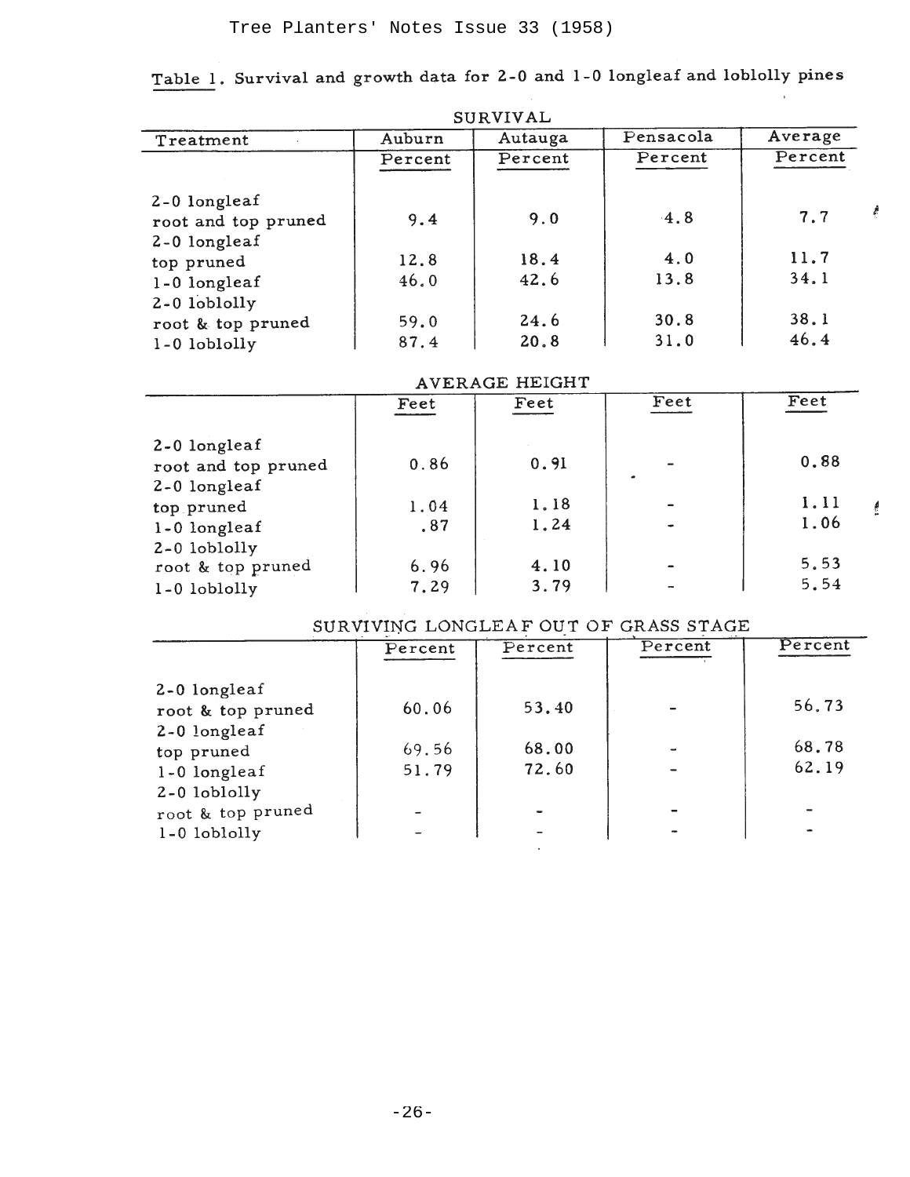Table 1. Survival and growth data for 2-0 and 1-0 longleaf and loblolly pines

| Treatment | Auburn | Autauga | Pensacola | Average |
|---|---|---|---|---|
| **SURVIVAL** | | | | |
| | Percent | Percent | Percent | Percent |
| 2-0 longleaf root and top pruned | 9.4 | 9.0 | 4.8 | 7.7 |
| 2-0 longleaf top pruned | 12.8 | 18.4 | 4.0 | 11.7 |
| 1-0 longleaf | 46.0 | 42.6 | 13.8 | 34.1 |
| 2-0 loblolly root & top pruned | 59.0 | 24.6 | 30.8 | 38.1 |
| 1-0 loblolly | 87.4 | 20.8 | 31.0 | 46.4 |
| **AVERAGE HEIGHT** | | | | |
| | Feet | Feet | Feet | Feet |
| 2-0 longleaf root and top pruned | 0.86 | 0.91 | - | 0.88 |
| 2-0 longleaf top pruned | 1.04 | 1.18 | - | 1.11 |
| 1-0 longleaf | .87 | 1.24 | - | 1.06 |
| 2-0 loblolly root & top pruned | 6.96 | 4.10 | - | 5.53 |
| 1-0 loblolly | 7.29 | 3.79 | - | 5.54 |
| **SURVIVING LONGLEAF OUT OF GRASS STAGE** | | | | |
| | Percent | Percent | Percent | Percent |
| 2-0 longleaf root & top pruned | 60.06 | 53.40 | - | 56.73 |
| 2-0 longleaf top pruned | 69.56 | 68.00 | - | 68.78 |
| 1-0 longleaf | 51.79 | 72.60 | - | 62.19 |
| 2-0 loblolly root & top pruned | - | - | - | - |
| 1-0 loblolly | - | - | - | - |